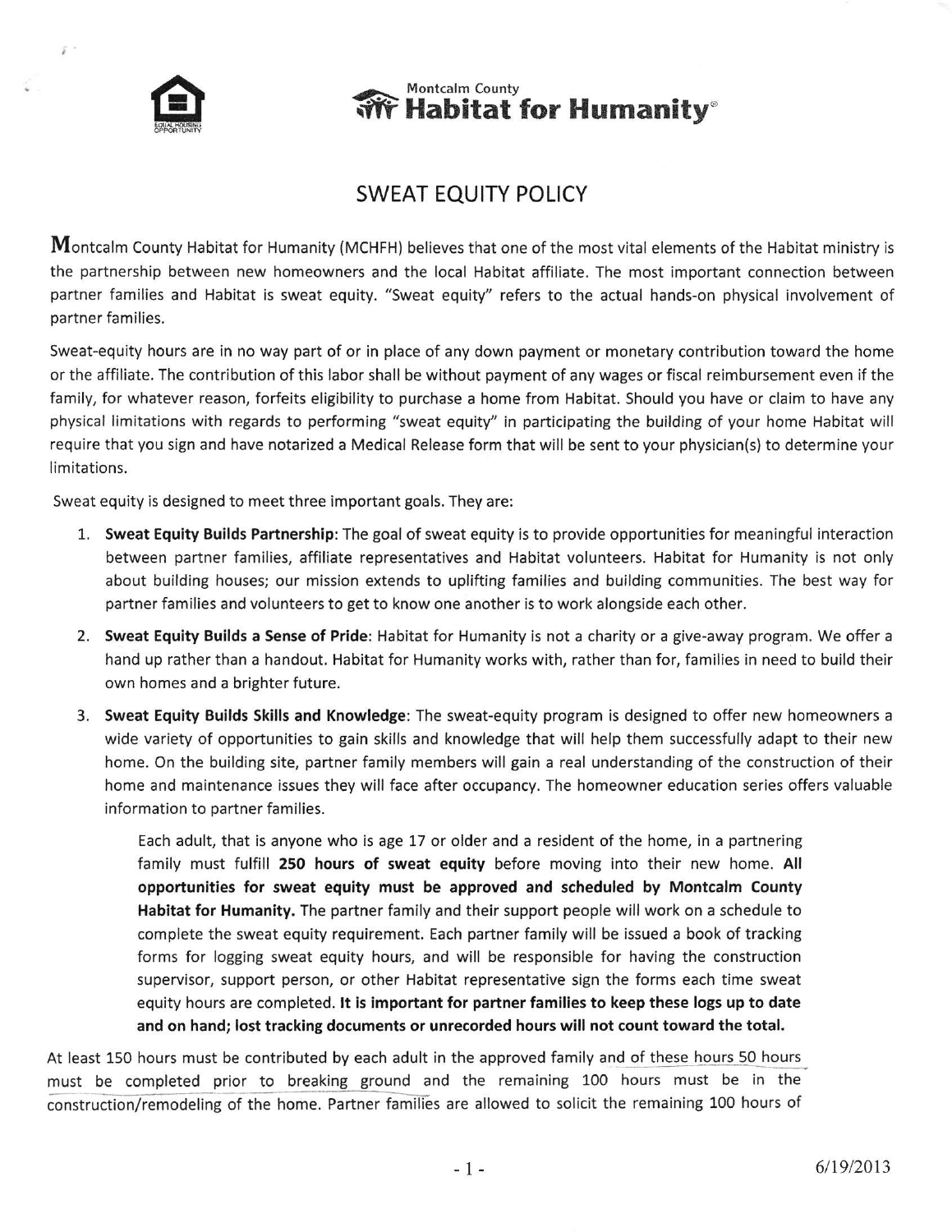Montcalm County
**Habitat for Humanity**®

# SWEAT EQUITY POLICY

**M**ontcalm County Habitat for Humanity (MCHFH) believes that one of the most vital elements of the Habitat ministry is the partnership between new homeowners and the local Habitat affiliate. The most important connection between partner families and Habitat is sweat equity. "Sweat equity" refers to the actual hands-on physical involvement of partner families.

Sweat-equity hours are in no way part of or in place of any down payment or monetary contribution toward the home or the affiliate. The contribution of this labor shall be without payment of any wages or fiscal reimbursement even if the family, for whatever reason, forfeits eligibility to purchase a home from Habitat. Should you have or claim to have any physical limitations with regards to performing "sweat equity" in participating the building of your home Habitat will require that you sign and have notarized a Medical Release form that will be sent to your physician(s) to determine your limitations.

Sweat equity is designed to meet three important goals. They are:

1. **Sweat Equity Builds Partnership**: The goal of sweat equity is to provide opportunities for meaningful interaction between partner families, affiliate representatives and Habitat volunteers. Habitat for Humanity is not only about building houses; our mission extends to uplifting families and building communities. The best way for partner families and volunteers to get to know one another is to work alongside each other.
2. **Sweat Equity Builds a Sense of Pride**: Habitat for Humanity is not a charity or a give-away program. We offer a hand up rather than a handout. Habitat for Humanity works with, rather than for, families in need to build their own homes and a brighter future.
3. **Sweat Equity Builds Skills and Knowledge**: The sweat-equity program is designed to offer new homeowners a wide variety of opportunities to gain skills and knowledge that will help them successfully adapt to their new home. On the building site, partner family members will gain a real understanding of the construction of their home and maintenance issues they will face after occupancy. The homeowner education series offers valuable information to partner families.

   Each adult, that is anyone who is age 17 or older and a resident of the home, in a partnering family must fulfill **250 hours of sweat equity** before moving into their new home. **All opportunities for sweat equity must be approved and scheduled by Montcalm County Habitat for Humanity.** The partner family and their support people will work on a schedule to complete the sweat equity requirement. Each partner family will be issued a book of tracking forms for logging sweat equity hours, and will be responsible for having the construction supervisor, support person, or other Habitat representative sign the forms each time sweat equity hours are completed. **It is important for partner families to keep these logs up to date and on hand; lost tracking documents or unrecorded hours will not count toward the total.**

At least 150 hours must be contributed by each adult in the approved family and of these hours 50 hours must be completed prior to breaking ground and the remaining 100 hours must be in the construction/remodeling of the home. Partner families are allowed to solicit the remaining 100 hours of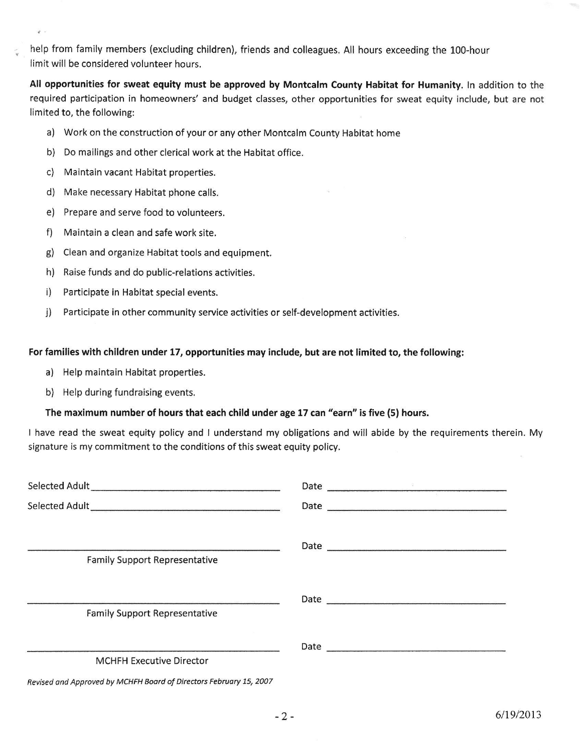help from family members (excluding children), friends and colleagues. All hours exceeding the 100-hour limit will be considered volunteer hours.

**All opportunities for sweat equity must be approved by Montcalm County Habitat for Humanity.** In addition to the required participation in homeowners' and budget classes, other opportunities for sweat equity include, but are not limited to, the following:

a) Work on the construction of your or any other Montcalm County Habitat home

b) Do mailings and other clerical work at the Habitat office.

c) Maintain vacant Habitat properties.

d) Make necessary Habitat phone calls.

e) Prepare and serve food to volunteers.

f) Maintain a clean and safe work site.

g) Clean and organize Habitat tools and equipment.

h) Raise funds and do public-relations activities.

i) Participate in Habitat special events.

j) Participate in other community service activities or self-development activities.

**For families with children under 17, opportunities may include, but are not limited to, the following:**

a) Help maintain Habitat properties.

b) Help during fundraising events.

**The maximum number of hours that each child under age 17 can "earn" is five (5) hours.**

I have read the sweat equity policy and I understand my obligations and will abide by the requirements therein. My signature is my commitment to the conditions of this sweat equity policy.

Selected Adult ______________________________ Date ______________________________

Selected Adult ______________________________ Date ______________________________

______________________________ Date ______________________________
Family Support Representative

______________________________ Date ______________________________
Family Support Representative

______________________________ Date ______________________________
MCHFH Executive Director

*Revised and Approved by MCHFH Board of Directors February 15, 2007*

6/19/2013